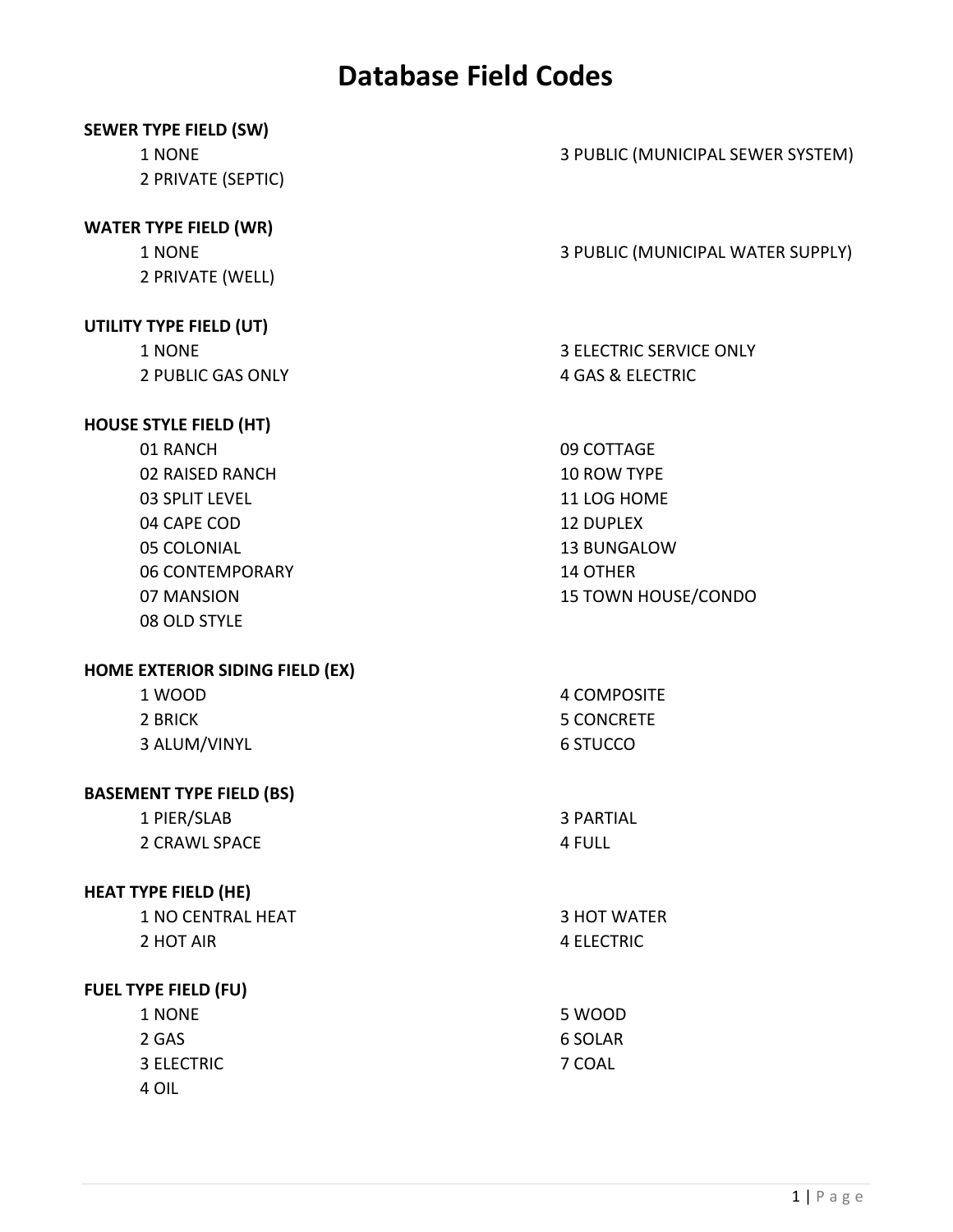# Database Field Codes

**SEWER TYPE FIELD (SW)**

- 1 NONE
- 2 PRIVATE (SEPTIC)
- 3 PUBLIC (MUNICIPAL SEWER SYSTEM)

**WATER TYPE FIELD (WR)**

- 1 NONE
- 2 PRIVATE (WELL)
- 3 PUBLIC (MUNICIPAL WATER SUPPLY)

**UTILITY TYPE FIELD (UT)**

- 1 NONE
- 2 PUBLIC GAS ONLY
- 3 ELECTRIC SERVICE ONLY
- 4 GAS & ELECTRIC

**HOUSE STYLE FIELD (HT)**

- 01 RANCH
- 02 RAISED RANCH
- 03 SPLIT LEVEL
- 04 CAPE COD
- 05 COLONIAL
- 06 CONTEMPORARY
- 07 MANSION
- 08 OLD STYLE
- 09 COTTAGE
- 10 ROW TYPE
- 11 LOG HOME
- 12 DUPLEX
- 13 BUNGALOW
- 14 OTHER
- 15 TOWN HOUSE/CONDO

**HOME EXTERIOR SIDING FIELD (EX)**

- 1 WOOD
- 2 BRICK
- 3 ALUM/VINYL
- 4 COMPOSITE
- 5 CONCRETE
- 6 STUCCO

**BASEMENT TYPE FIELD (BS)**

- 1 PIER/SLAB
- 2 CRAWL SPACE
- 3 PARTIAL
- 4 FULL

**HEAT TYPE FIELD (HE)**

- 1 NO CENTRAL HEAT
- 2 HOT AIR
- 3 HOT WATER
- 4 ELECTRIC

**FUEL TYPE FIELD (FU)**

- 1 NONE
- 2 GAS
- 3 ELECTRIC
- 4 OIL
- 5 WOOD
- 6 SOLAR
- 7 COAL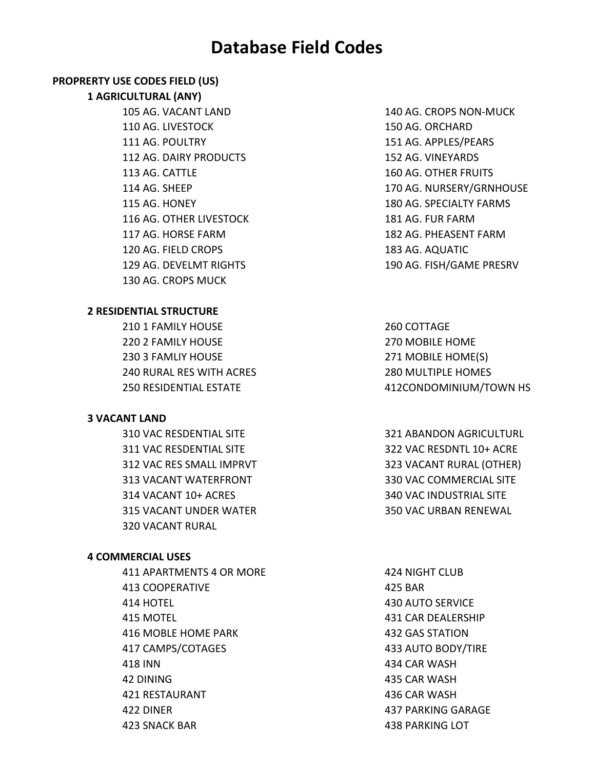# Database Field Codes

**PROPRERTY USE CODES FIELD (US)**

**1 AGRICULTURAL (ANY)**

- 105 AG. VACANT LAND
- 110 AG. LIVESTOCK
- 111 AG. POULTRY
- 112 AG. DAIRY PRODUCTS
- 113 AG. CATTLE
- 114 AG. SHEEP
- 115 AG. HONEY
- 116 AG. OTHER LIVESTOCK
- 117 AG. HORSE FARM
- 120 AG. FIELD CROPS
- 129 AG. DEVELMT RIGHTS
- 130 AG. CROPS MUCK
- 140 AG. CROPS NON-MUCK
- 150 AG. ORCHARD
- 151 AG. APPLES/PEARS
- 152 AG. VINEYARDS
- 160 AG. OTHER FRUITS
- 170 AG. NURSERY/GRNHOUSE
- 180 AG. SPECIALTY FARMS
- 181 AG. FUR FARM
- 182 AG. PHEASENT FARM
- 183 AG. AQUATIC
- 190 AG. FISH/GAME PRESRV

**2 RESIDENTIAL STRUCTURE**

- 210 1 FAMILY HOUSE
- 220 2 FAMILY HOUSE
- 230 3 FAMLIY HOUSE
- 240 RURAL RES WITH ACRES
- 250 RESIDENTIAL ESTATE
- 260 COTTAGE
- 270 MOBILE HOME
- 271 MOBILE HOME(S)
- 280 MULTIPLE HOMES
- 412CONDOMINIUM/TOWN HS

**3 VACANT LAND**

- 310 VAC RESDENTIAL SITE
- 311 VAC RESDENTIAL SITE
- 312 VAC RES SMALL IMPRVT
- 313 VACANT WATERFRONT
- 314 VACANT 10+ ACRES
- 315 VACANT UNDER WATER
- 320 VACANT RURAL
- 321 ABANDON AGRICULTURL
- 322 VAC RESDNTL 10+ ACRE
- 323 VACANT RURAL (OTHER)
- 330 VAC COMMERCIAL SITE
- 340 VAC INDUSTRIAL SITE
- 350 VAC URBAN RENEWAL

**4 COMMERCIAL USES**

- 411 APARTMENTS 4 OR MORE
- 413 COOPERATIVE
- 414 HOTEL
- 415 MOTEL
- 416 MOBLE HOME PARK
- 417 CAMPS/COTAGES
- 418 INN
- 42 DINING
- 421 RESTAURANT
- 422 DINER
- 423 SNACK BAR
- 424 NIGHT CLUB
- 425 BAR
- 430 AUTO SERVICE
- 431 CAR DEALERSHIP
- 432 GAS STATION
- 433 AUTO BODY/TIRE
- 434 CAR WASH
- 435 CAR WASH
- 436 CAR WASH
- 437 PARKING GARAGE
- 438 PARKING LOT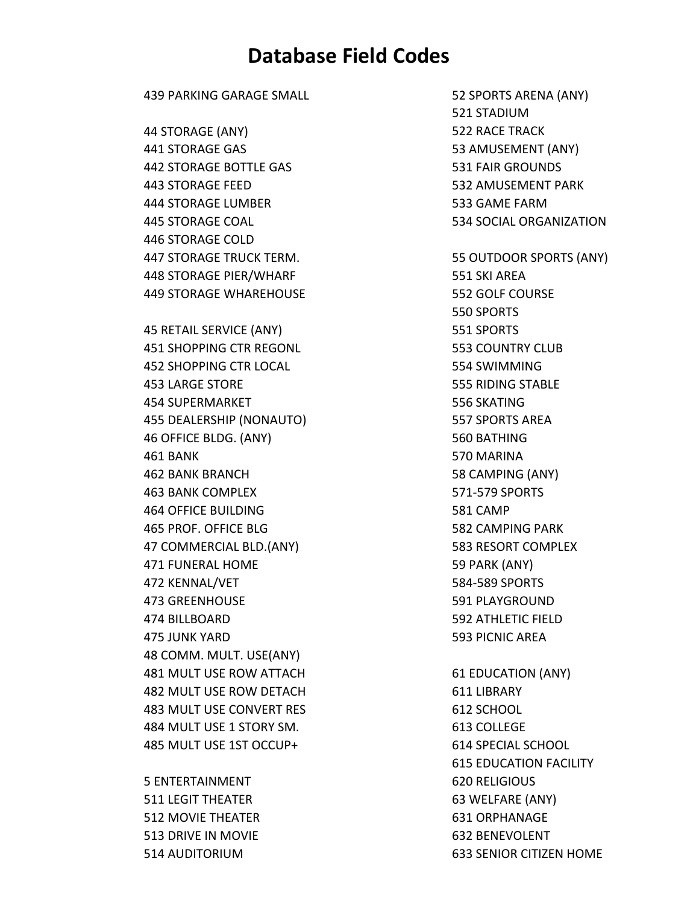# Database Field Codes

439 PARKING GARAGE SMALL

44 STORAGE (ANY)
441 STORAGE GAS
442 STORAGE BOTTLE GAS
443 STORAGE FEED
444 STORAGE LUMBER
445 STORAGE COAL
446 STORAGE COLD
447 STORAGE TRUCK TERM.
448 STORAGE PIER/WHARF
449 STORAGE WHAREHOUSE

45 RETAIL SERVICE (ANY)
451 SHOPPING CTR REGONL
452 SHOPPING CTR LOCAL
453 LARGE STORE
454 SUPERMARKET
455 DEALERSHIP (NONAUTO)
46 OFFICE BLDG. (ANY)
461 BANK
462 BANK BRANCH
463 BANK COMPLEX
464 OFFICE BUILDING
465 PROF. OFFICE BLG
47 COMMERCIAL BLD.(ANY)
471 FUNERAL HOME
472 KENNAL/VET
473 GREENHOUSE
474 BILLBOARD
475 JUNK YARD
48 COMM. MULT. USE(ANY)
481 MULT USE ROW ATTACH
482 MULT USE ROW DETACH
483 MULT USE CONVERT RES
484 MULT USE 1 STORY SM.
485 MULT USE 1ST OCCUP+

5 ENTERTAINMENT
511 LEGIT THEATER
512 MOVIE THEATER
513 DRIVE IN MOVIE
514 AUDITORIUM

52 SPORTS ARENA (ANY)
521 STADIUM
522 RACE TRACK
53 AMUSEMENT (ANY)
531 FAIR GROUNDS
532 AMUSEMENT PARK
533 GAME FARM
534 SOCIAL ORGANIZATION

55 OUTDOOR SPORTS (ANY)
551 SKI AREA
552 GOLF COURSE
550 SPORTS
551 SPORTS
553 COUNTRY CLUB
554 SWIMMING
555 RIDING STABLE
556 SKATING
557 SPORTS AREA
560 BATHING
570 MARINA
58 CAMPING (ANY)
571-579 SPORTS
581 CAMP
582 CAMPING PARK
583 RESORT COMPLEX
59 PARK (ANY)
584-589 SPORTS
591 PLAYGROUND
592 ATHLETIC FIELD
593 PICNIC AREA

61 EDUCATION (ANY)
611 LIBRARY
612 SCHOOL
613 COLLEGE
614 SPECIAL SCHOOL
615 EDUCATION FACILITY
620 RELIGIOUS
63 WELFARE (ANY)
631 ORPHANAGE
632 BENEVOLENT
633 SENIOR CITIZEN HOME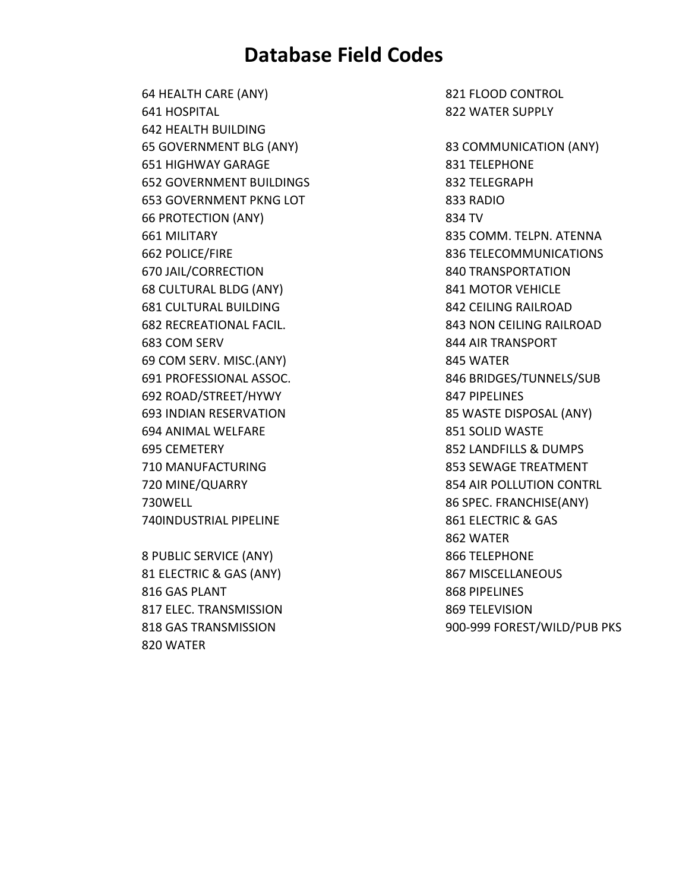# Database Field Codes

64 HEALTH CARE (ANY)
641 HOSPITAL
642 HEALTH BUILDING
65 GOVERNMENT BLG (ANY)
651 HIGHWAY GARAGE
652 GOVERNMENT BUILDINGS
653 GOVERNMENT PKNG LOT
66 PROTECTION (ANY)
661 MILITARY
662 POLICE/FIRE
670 JAIL/CORRECTION
68 CULTURAL BLDG (ANY)
681 CULTURAL BUILDING
682 RECREATIONAL FACIL.
683 COM SERV
69 COM SERV. MISC.(ANY)
691 PROFESSIONAL ASSOC.
692 ROAD/STREET/HYWY
693 INDIAN RESERVATION
694 ANIMAL WELFARE
695 CEMETERY
710 MANUFACTURING
720 MINE/QUARRY
730WELL
740INDUSTRIAL PIPELINE

8 PUBLIC SERVICE (ANY)
81 ELECTRIC & GAS (ANY)
816 GAS PLANT
817 ELEC. TRANSMISSION
818 GAS TRANSMISSION
820 WATER
821 FLOOD CONTROL
822 WATER SUPPLY

83 COMMUNICATION (ANY)
831 TELEPHONE
832 TELEGRAPH
833 RADIO
834 TV
835 COMM. TELPN. ATENNA
836 TELECOMMUNICATIONS
840 TRANSPORTATION
841 MOTOR VEHICLE
842 CEILING RAILROAD
843 NON CEILING RAILROAD
844 AIR TRANSPORT
845 WATER
846 BRIDGES/TUNNELS/SUB
847 PIPELINES
85 WASTE DISPOSAL (ANY)
851 SOLID WASTE
852 LANDFILLS & DUMPS
853 SEWAGE TREATMENT
854 AIR POLLUTION CONTRL
86 SPEC. FRANCHISE(ANY)
861 ELECTRIC & GAS
862 WATER
866 TELEPHONE
867 MISCELLANEOUS
868 PIPELINES
869 TELEVISION
900-999 FOREST/WILD/PUB PKS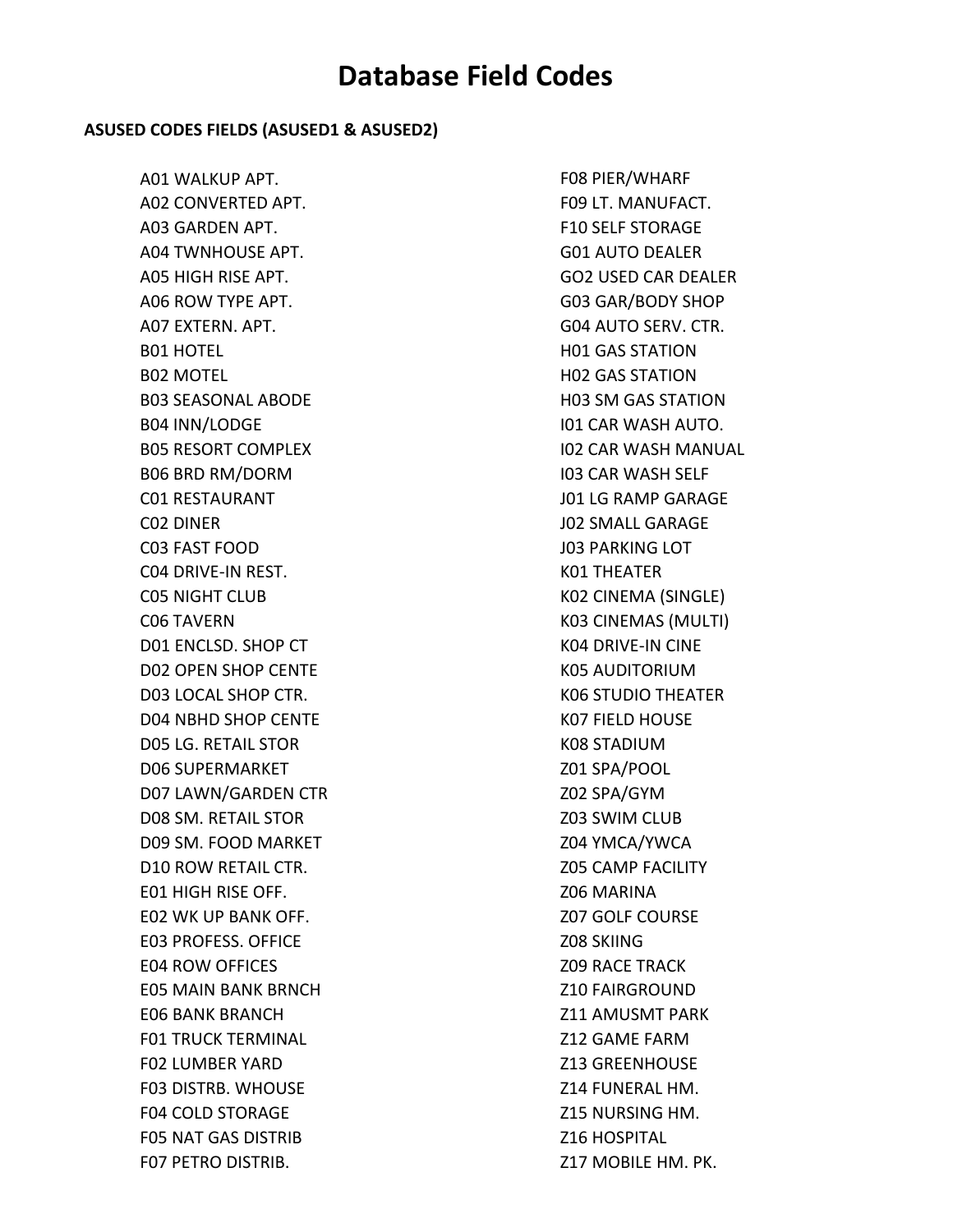# Database Field Codes

**ASUSED CODES FIELDS (ASUSED1 & ASUSED2)**

A01 WALKUP APT.
A02 CONVERTED APT.
A03 GARDEN APT.
A04 TWNHOUSE APT.
A05 HIGH RISE APT.
A06 ROW TYPE APT.
A07 EXTERN. APT.
B01 HOTEL
B02 MOTEL
B03 SEASONAL ABODE
B04 INN/LODGE
B05 RESORT COMPLEX
B06 BRD RM/DORM
C01 RESTAURANT
C02 DINER
C03 FAST FOOD
C04 DRIVE-IN REST.
C05 NIGHT CLUB
C06 TAVERN
D01 ENCLSD. SHOP CT
D02 OPEN SHOP CENTE
D03 LOCAL SHOP CTR.
D04 NBHD SHOP CENTE
D05 LG. RETAIL STOR
D06 SUPERMARKET
D07 LAWN/GARDEN CTR
D08 SM. RETAIL STOR
D09 SM. FOOD MARKET
D10 ROW RETAIL CTR.
E01 HIGH RISE OFF.
E02 WK UP BANK OFF.
E03 PROFESS. OFFICE
E04 ROW OFFICES
E05 MAIN BANK BRNCH
E06 BANK BRANCH
F01 TRUCK TERMINAL
F02 LUMBER YARD
F03 DISTRB. WHOUSE
F04 COLD STORAGE
F05 NAT GAS DISTRIB
F07 PETRO DISTRIB.
F08 PIER/WHARF
F09 LT. MANUFACT.
F10 SELF STORAGE
G01 AUTO DEALER
GO2 USED CAR DEALER
G03 GAR/BODY SHOP
G04 AUTO SERV. CTR.
H01 GAS STATION
H02 GAS STATION
H03 SM GAS STATION
I01 CAR WASH AUTO.
I02 CAR WASH MANUAL
I03 CAR WASH SELF
J01 LG RAMP GARAGE
J02 SMALL GARAGE
J03 PARKING LOT
K01 THEATER
K02 CINEMA (SINGLE)
K03 CINEMAS (MULTI)
K04 DRIVE-IN CINE
K05 AUDITORIUM
K06 STUDIO THEATER
K07 FIELD HOUSE
K08 STADIUM
Z01 SPA/POOL
Z02 SPA/GYM
Z03 SWIM CLUB
Z04 YMCA/YWCA
Z05 CAMP FACILITY
Z06 MARINA
Z07 GOLF COURSE
Z08 SKIING
Z09 RACE TRACK
Z10 FAIRGROUND
Z11 AMUSMT PARK
Z12 GAME FARM
Z13 GREENHOUSE
Z14 FUNERAL HM.
Z15 NURSING HM.
Z16 HOSPITAL
Z17 MOBILE HM. PK.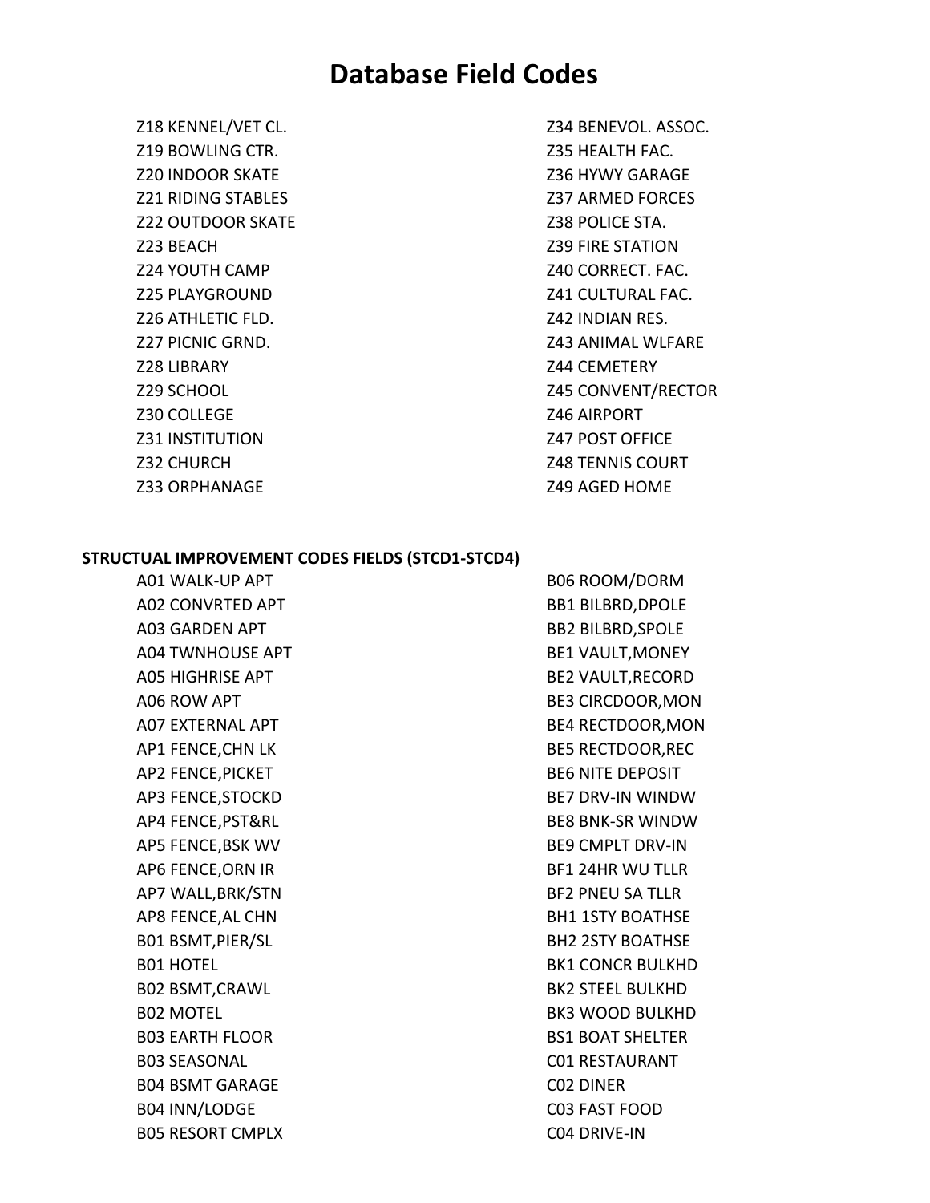# Database Field Codes

Z18 KENNEL/VET CL.
Z19 BOWLING CTR.
Z20 INDOOR SKATE
Z21 RIDING STABLES
Z22 OUTDOOR SKATE
Z23 BEACH
Z24 YOUTH CAMP
Z25 PLAYGROUND
Z26 ATHLETIC FLD.
Z27 PICNIC GRND.
Z28 LIBRARY
Z29 SCHOOL
Z30 COLLEGE
Z31 INSTITUTION
Z32 CHURCH
Z33 ORPHANAGE
Z34 BENEVOL. ASSOC.
Z35 HEALTH FAC.
Z36 HYWY GARAGE
Z37 ARMED FORCES
Z38 POLICE STA.
Z39 FIRE STATION
Z40 CORRECT. FAC.
Z41 CULTURAL FAC.
Z42 INDIAN RES.
Z43 ANIMAL WLFARE
Z44 CEMETERY
Z45 CONVENT/RECTOR
Z46 AIRPORT
Z47 POST OFFICE
Z48 TENNIS COURT
Z49 AGED HOME

**STRUCTUAL IMPROVEMENT CODES FIELDS (STCD1-STCD4)**

A01 WALK-UP APT
A02 CONVRTED APT
A03 GARDEN APT
A04 TWNHOUSE APT
A05 HIGHRISE APT
A06 ROW APT
A07 EXTERNAL APT
AP1 FENCE,CHN LK
AP2 FENCE,PICKET
AP3 FENCE,STOCKD
AP4 FENCE,PST&RL
AP5 FENCE,BSK WV
AP6 FENCE,ORN IR
AP7 WALL,BRK/STN
AP8 FENCE,AL CHN
B01 BSMT,PIER/SL
B01 HOTEL
B02 BSMT,CRAWL
B02 MOTEL
B03 EARTH FLOOR
B03 SEASONAL
B04 BSMT GARAGE
B04 INN/LODGE
B05 RESORT CMPLX
B06 ROOM/DORM
BB1 BILBRD,DPOLE
BB2 BILBRD,SPOLE
BE1 VAULT,MONEY
BE2 VAULT,RECORD
BE3 CIRCDOOR,MON
BE4 RECTDOOR,MON
BE5 RECTDOOR,REC
BE6 NITE DEPOSIT
BE7 DRV-IN WINDW
BE8 BNK-SR WINDW
BE9 CMPLT DRV-IN
BF1 24HR WU TLLR
BF2 PNEU SA TLLR
BH1 1STY BOATHSE
BH2 2STY BOATHSE
BK1 CONCR BULKHD
BK2 STEEL BULKHD
BK3 WOOD BULKHD
BS1 BOAT SHELTER
C01 RESTAURANT
C02 DINER
C03 FAST FOOD
C04 DRIVE-IN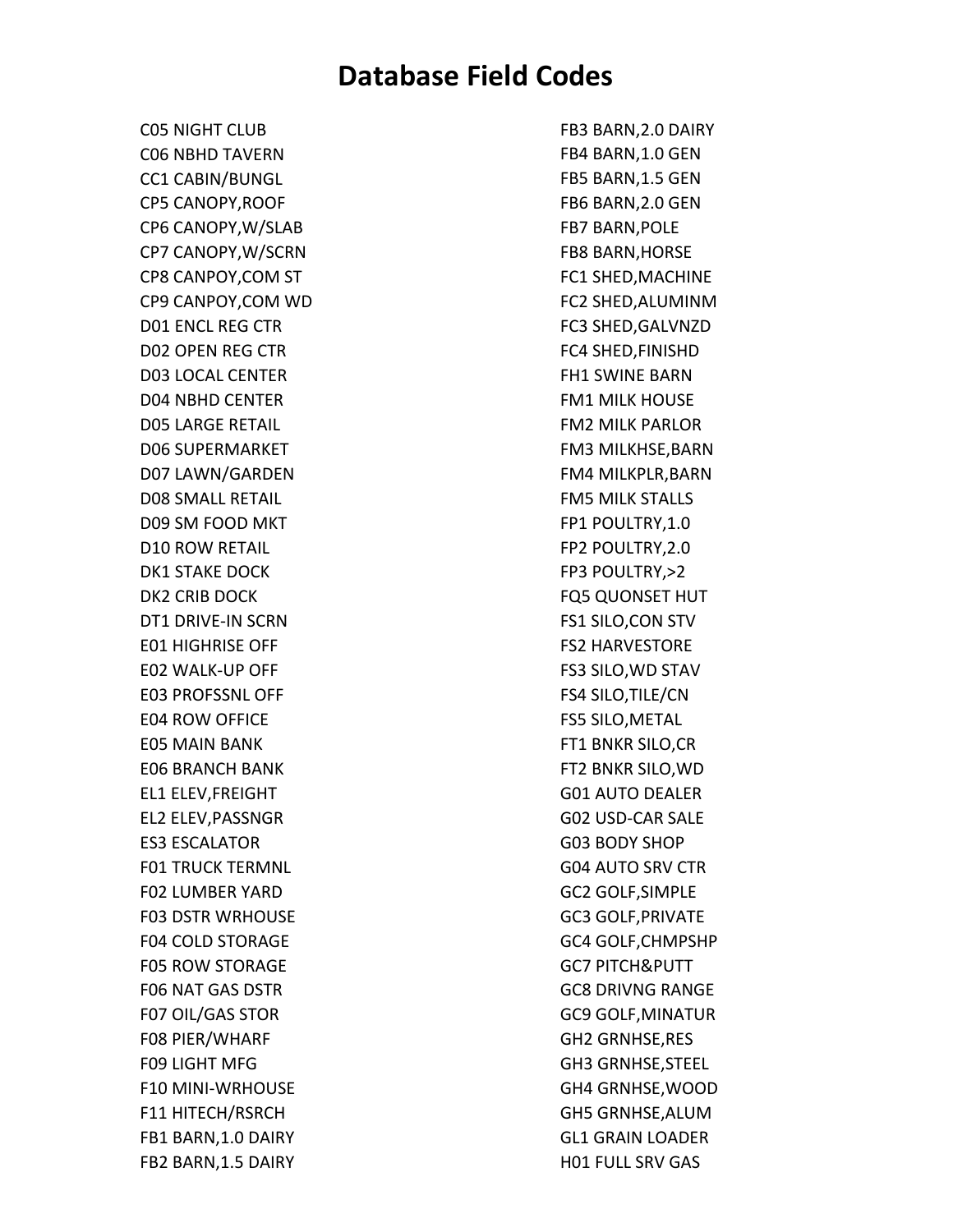# Database Field Codes

C05 NIGHT CLUB
C06 NBHD TAVERN
CC1 CABIN/BUNGL
CP5 CANOPY,ROOF
CP6 CANOPY,W/SLAB
CP7 CANOPY,W/SCRN
CP8 CANPOY,COM ST
CP9 CANPOY,COM WD
D01 ENCL REG CTR
D02 OPEN REG CTR
D03 LOCAL CENTER
D04 NBHD CENTER
D05 LARGE RETAIL
D06 SUPERMARKET
D07 LAWN/GARDEN
D08 SMALL RETAIL
D09 SM FOOD MKT
D10 ROW RETAIL
DK1 STAKE DOCK
DK2 CRIB DOCK
DT1 DRIVE-IN SCRN
E01 HIGHRISE OFF
E02 WALK-UP OFF
E03 PROFSSNL OFF
E04 ROW OFFICE
E05 MAIN BANK
E06 BRANCH BANK
EL1 ELEV,FREIGHT
EL2 ELEV,PASSNGR
ES3 ESCALATOR
F01 TRUCK TERMNL
F02 LUMBER YARD
F03 DSTR WRHOUSE
F04 COLD STORAGE
F05 ROW STORAGE
F06 NAT GAS DSTR
F07 OIL/GAS STOR
F08 PIER/WHARF
F09 LIGHT MFG
F10 MINI-WRHOUSE
F11 HITECH/RSRCH
FB1 BARN,1.0 DAIRY
FB2 BARN,1.5 DAIRY
FB3 BARN,2.0 DAIRY
FB4 BARN,1.0 GEN
FB5 BARN,1.5 GEN
FB6 BARN,2.0 GEN
FB7 BARN,POLE
FB8 BARN,HORSE
FC1 SHED,MACHINE
FC2 SHED,ALUMINM
FC3 SHED,GALVNZD
FC4 SHED,FINISHD
FH1 SWINE BARN
FM1 MILK HOUSE
FM2 MILK PARLOR
FM3 MILKHSE,BARN
FM4 MILKPLR,BARN
FM5 MILK STALLS
FP1 POULTRY,1.0
FP2 POULTRY,2.0
FP3 POULTRY,>2
FQ5 QUONSET HUT
FS1 SILO,CON STV
FS2 HARVESTORE
FS3 SILO,WD STAV
FS4 SILO,TILE/CN
FS5 SILO,METAL
FT1 BNKR SILO,CR
FT2 BNKR SILO,WD
G01 AUTO DEALER
G02 USD-CAR SALE
G03 BODY SHOP
G04 AUTO SRV CTR
GC2 GOLF,SIMPLE
GC3 GOLF,PRIVATE
GC4 GOLF,CHMPSHP
GC7 PITCH&PUTT
GC8 DRIVNG RANGE
GC9 GOLF,MINATUR
GH2 GRNHSE,RES
GH3 GRNHSE,STEEL
GH4 GRNHSE,WOOD
GH5 GRNHSE,ALUM
GL1 GRAIN LOADER
H01 FULL SRV GAS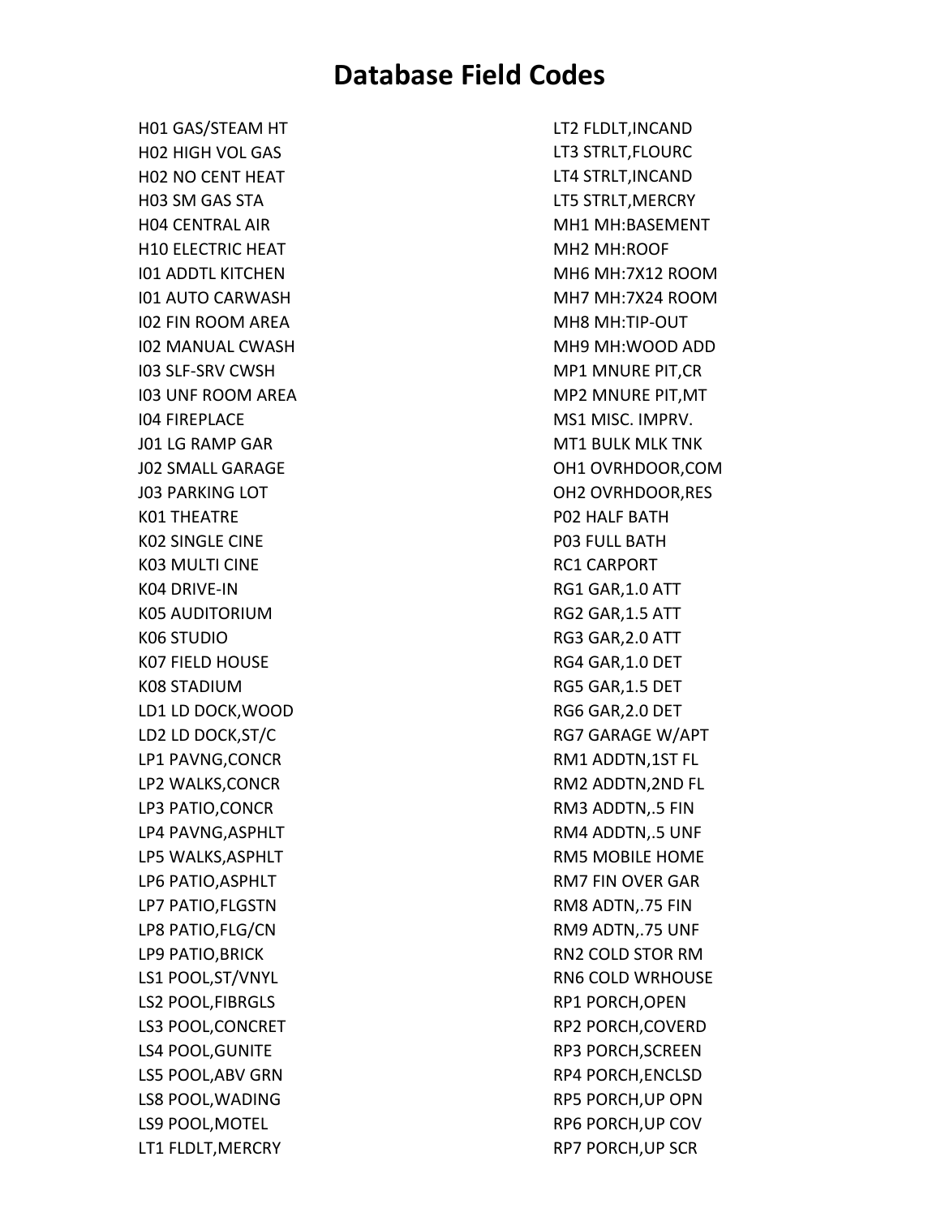# Database Field Codes

H01 GAS/STEAM HT
H02 HIGH VOL GAS
H02 NO CENT HEAT
H03 SM GAS STA
H04 CENTRAL AIR
H10 ELECTRIC HEAT
I01 ADDTL KITCHEN
I01 AUTO CARWASH
I02 FIN ROOM AREA
I02 MANUAL CWASH
I03 SLF-SRV CWSH
I03 UNF ROOM AREA
I04 FIREPLACE
J01 LG RAMP GAR
J02 SMALL GARAGE
J03 PARKING LOT
K01 THEATRE
K02 SINGLE CINE
K03 MULTI CINE
K04 DRIVE-IN
K05 AUDITORIUM
K06 STUDIO
K07 FIELD HOUSE
K08 STADIUM
LD1 LD DOCK,WOOD
LD2 LD DOCK,ST/C
LP1 PAVNG,CONCR
LP2 WALKS,CONCR
LP3 PATIO,CONCR
LP4 PAVNG,ASPHLT
LP5 WALKS,ASPHLT
LP6 PATIO,ASPHLT
LP7 PATIO,FLGSTN
LP8 PATIO,FLG/CN
LP9 PATIO,BRICK
LS1 POOL,ST/VNYL
LS2 POOL,FIBRGLS
LS3 POOL,CONCRET
LS4 POOL,GUNITE
LS5 POOL,ABV GRN
LS8 POOL,WADING
LS9 POOL,MOTEL
LT1 FLDLT,MERCRY
LT2 FLDLT,INCAND
LT3 STRLT,FLOURC
LT4 STRLT,INCAND
LT5 STRLT,MERCRY
MH1 MH:BASEMENT
MH2 MH:ROOF
MH6 MH:7X12 ROOM
MH7 MH:7X24 ROOM
MH8 MH:TIP-OUT
MH9 MH:WOOD ADD
MP1 MNURE PIT,CR
MP2 MNURE PIT,MT
MS1 MISC. IMPRV.
MT1 BULK MLK TNK
OH1 OVRHDOOR,COM
OH2 OVRHDOOR,RES
P02 HALF BATH
P03 FULL BATH
RC1 CARPORT
RG1 GAR,1.0 ATT
RG2 GAR,1.5 ATT
RG3 GAR,2.0 ATT
RG4 GAR,1.0 DET
RG5 GAR,1.5 DET
RG6 GAR,2.0 DET
RG7 GARAGE W/APT
RM1 ADDTN,1ST FL
RM2 ADDTN,2ND FL
RM3 ADDTN,.5 FIN
RM4 ADDTN,.5 UNF
RM5 MOBILE HOME
RM7 FIN OVER GAR
RM8 ADTN,.75 FIN
RM9 ADTN,.75 UNF
RN2 COLD STOR RM
RN6 COLD WRHOUSE
RP1 PORCH,OPEN
RP2 PORCH,COVERD
RP3 PORCH,SCREEN
RP4 PORCH,ENCLSD
RP5 PORCH,UP OPN
RP6 PORCH,UP COV
RP7 PORCH,UP SCR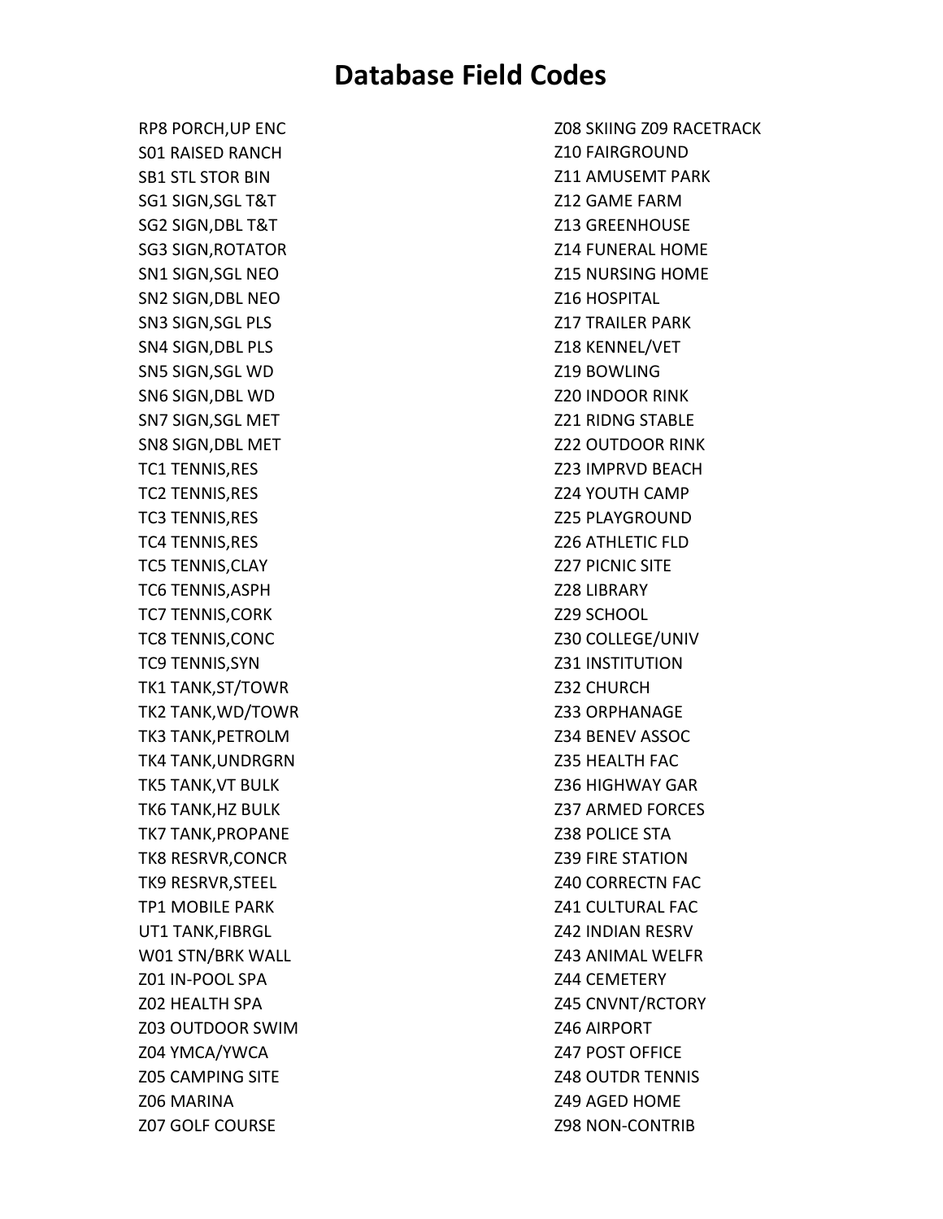# Database Field Codes

RP8 PORCH,UP ENC
S01 RAISED RANCH
SB1 STL STOR BIN
SG1 SIGN,SGL T&T
SG2 SIGN,DBL T&T
SG3 SIGN,ROTATOR
SN1 SIGN,SGL NEO
SN2 SIGN,DBL NEO
SN3 SIGN,SGL PLS
SN4 SIGN,DBL PLS
SN5 SIGN,SGL WD
SN6 SIGN,DBL WD
SN7 SIGN,SGL MET
SN8 SIGN,DBL MET
TC1 TENNIS,RES
TC2 TENNIS,RES
TC3 TENNIS,RES
TC4 TENNIS,RES
TC5 TENNIS,CLAY
TC6 TENNIS,ASPH
TC7 TENNIS,CORK
TC8 TENNIS,CONC
TC9 TENNIS,SYN
TK1 TANK,ST/TOWR
TK2 TANK,WD/TOWR
TK3 TANK,PETROLM
TK4 TANK,UNDRGRN
TK5 TANK,VT BULK
TK6 TANK,HZ BULK
TK7 TANK,PROPANE
TK8 RESRVR,CONCR
TK9 RESRVR,STEEL
TP1 MOBILE PARK
UT1 TANK,FIBRGL
W01 STN/BRK WALL
Z01 IN-POOL SPA
Z02 HEALTH SPA
Z03 OUTDOOR SWIM
Z04 YMCA/YWCA
Z05 CAMPING SITE
Z06 MARINA
Z07 GOLF COURSE
Z08 SKIING Z09 RACETRACK
Z10 FAIRGROUND
Z11 AMUSEMT PARK
Z12 GAME FARM
Z13 GREENHOUSE
Z14 FUNERAL HOME
Z15 NURSING HOME
Z16 HOSPITAL
Z17 TRAILER PARK
Z18 KENNEL/VET
Z19 BOWLING
Z20 INDOOR RINK
Z21 RIDNG STABLE
Z22 OUTDOOR RINK
Z23 IMPRVD BEACH
Z24 YOUTH CAMP
Z25 PLAYGROUND
Z26 ATHLETIC FLD
Z27 PICNIC SITE
Z28 LIBRARY
Z29 SCHOOL
Z30 COLLEGE/UNIV
Z31 INSTITUTION
Z32 CHURCH
Z33 ORPHANAGE
Z34 BENEV ASSOC
Z35 HEALTH FAC
Z36 HIGHWAY GAR
Z37 ARMED FORCES
Z38 POLICE STA
Z39 FIRE STATION
Z40 CORRECTN FAC
Z41 CULTURAL FAC
Z42 INDIAN RESRV
Z43 ANIMAL WELFR
Z44 CEMETERY
Z45 CNVNT/RCTORY
Z46 AIRPORT
Z47 POST OFFICE
Z48 OUTDR TENNIS
Z49 AGED HOME
Z98 NON-CONTRIB